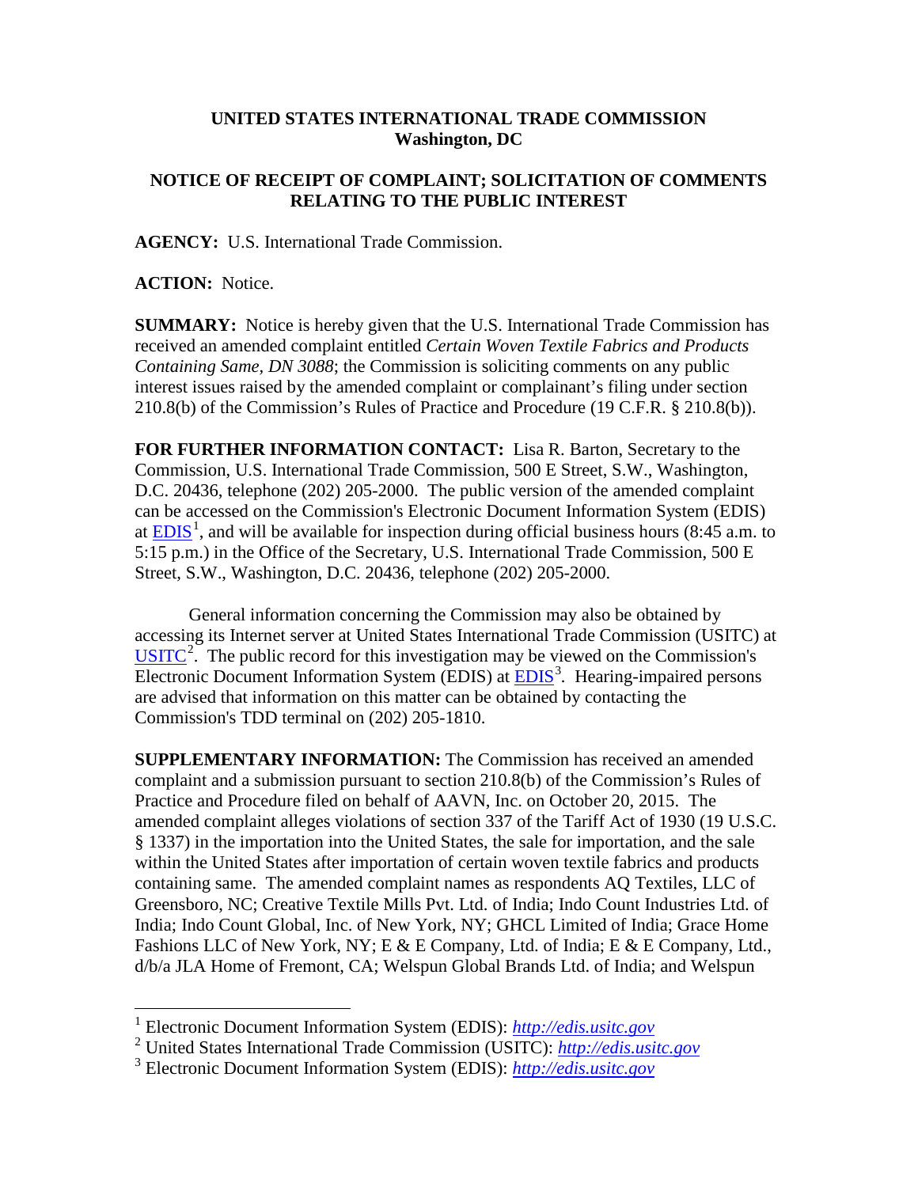**UNITED STATES INTERNATIONAL TRADE COMMISSION**
**Washington, DC**

**NOTICE OF RECEIPT OF COMPLAINT; SOLICITATION OF COMMENTS RELATING TO THE PUBLIC INTEREST**

**AGENCY:** U.S. International Trade Commission.

**ACTION:** Notice.

**SUMMARY:** Notice is hereby given that the U.S. International Trade Commission has received an amended complaint entitled *Certain Woven Textile Fabrics and Products Containing Same, DN 3088*; the Commission is soliciting comments on any public interest issues raised by the amended complaint or complainant's filing under section 210.8(b) of the Commission's Rules of Practice and Procedure (19 C.F.R. § 210.8(b)).

**FOR FURTHER INFORMATION CONTACT:** Lisa R. Barton, Secretary to the Commission, U.S. International Trade Commission, 500 E Street, S.W., Washington, D.C. 20436, telephone (202) 205-2000. The public version of the amended complaint can be accessed on the Commission's Electronic Document Information System (EDIS) at EDIS[1], and will be available for inspection during official business hours (8:45 a.m. to 5:15 p.m.) in the Office of the Secretary, U.S. International Trade Commission, 500 E Street, S.W., Washington, D.C. 20436, telephone (202) 205-2000.

General information concerning the Commission may also be obtained by accessing its Internet server at United States International Trade Commission (USITC) at USITC[2]. The public record for this investigation may be viewed on the Commission's Electronic Document Information System (EDIS) at EDIS[3]. Hearing-impaired persons are advised that information on this matter can be obtained by contacting the Commission's TDD terminal on (202) 205-1810.

**SUPPLEMENTARY INFORMATION:** The Commission has received an amended complaint and a submission pursuant to section 210.8(b) of the Commission's Rules of Practice and Procedure filed on behalf of AAVN, Inc. on October 20, 2015. The amended complaint alleges violations of section 337 of the Tariff Act of 1930 (19 U.S.C. § 1337) in the importation into the United States, the sale for importation, and the sale within the United States after importation of certain woven textile fabrics and products containing same. The amended complaint names as respondents AQ Textiles, LLC of Greensboro, NC; Creative Textile Mills Pvt. Ltd. of India; Indo Count Industries Ltd. of India; Indo Count Global, Inc. of New York, NY; GHCL Limited of India; Grace Home Fashions LLC of New York, NY; E & E Company, Ltd. of India; E & E Company, Ltd., d/b/a JLA Home of Fremont, CA; Welspun Global Brands Ltd. of India; and Welspun

---

[1] Electronic Document Information System (EDIS): *http://edis.usitc.gov*

[2] United States International Trade Commission (USITC): *http://edis.usitc.gov*

[3] Electronic Document Information System (EDIS): *http://edis.usitc.gov*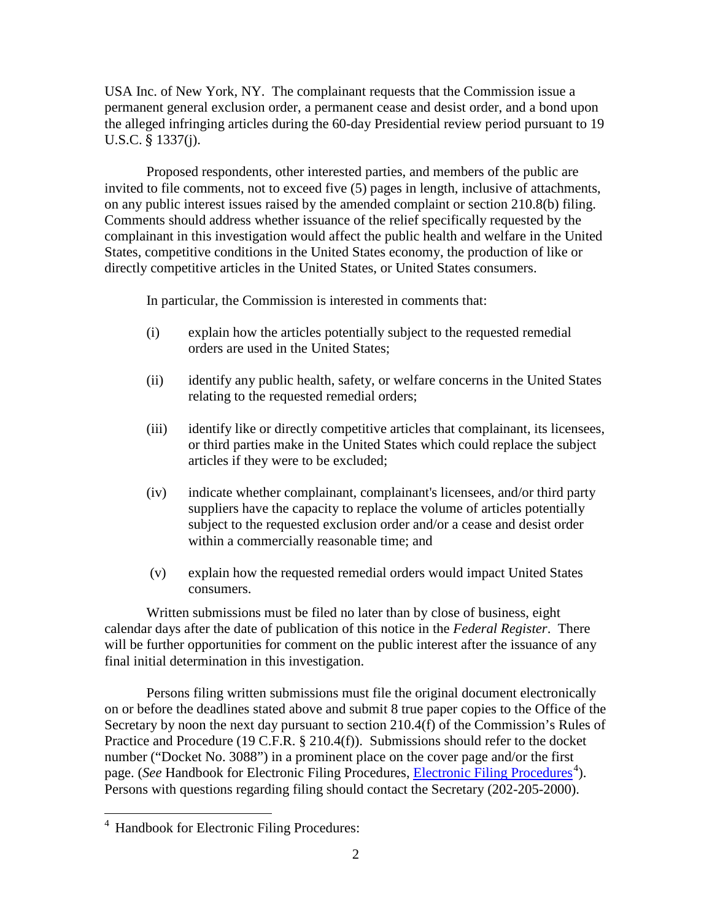USA Inc. of New York, NY. The complainant requests that the Commission issue a permanent general exclusion order, a permanent cease and desist order, and a bond upon the alleged infringing articles during the 60-day Presidential review period pursuant to 19 U.S.C. § 1337(j).

Proposed respondents, other interested parties, and members of the public are invited to file comments, not to exceed five (5) pages in length, inclusive of attachments, on any public interest issues raised by the amended complaint or section 210.8(b) filing. Comments should address whether issuance of the relief specifically requested by the complainant in this investigation would affect the public health and welfare in the United States, competitive conditions in the United States economy, the production of like or directly competitive articles in the United States, or United States consumers.

In particular, the Commission is interested in comments that:

(i) explain how the articles potentially subject to the requested remedial orders are used in the United States;

(ii) identify any public health, safety, or welfare concerns in the United States relating to the requested remedial orders;

(iii) identify like or directly competitive articles that complainant, its licensees, or third parties make in the United States which could replace the subject articles if they were to be excluded;

(iv) indicate whether complainant, complainant's licensees, and/or third party suppliers have the capacity to replace the volume of articles potentially subject to the requested exclusion order and/or a cease and desist order within a commercially reasonable time; and

(v) explain how the requested remedial orders would impact United States consumers.

Written submissions must be filed no later than by close of business, eight calendar days after the date of publication of this notice in the *Federal Register*. There will be further opportunities for comment on the public interest after the issuance of any final initial determination in this investigation.

Persons filing written submissions must file the original document electronically on or before the deadlines stated above and submit 8 true paper copies to the Office of the Secretary by noon the next day pursuant to section 210.4(f) of the Commission's Rules of Practice and Procedure (19 C.F.R. § 210.4(f)). Submissions should refer to the docket number ("Docket No. 3088") in a prominent place on the cover page and/or the first page. (*See* Handbook for Electronic Filing Procedures, Electronic Filing Procedures[4]). Persons with questions regarding filing should contact the Secretary (202-205-2000).

[4] Handbook for Electronic Filing Procedures: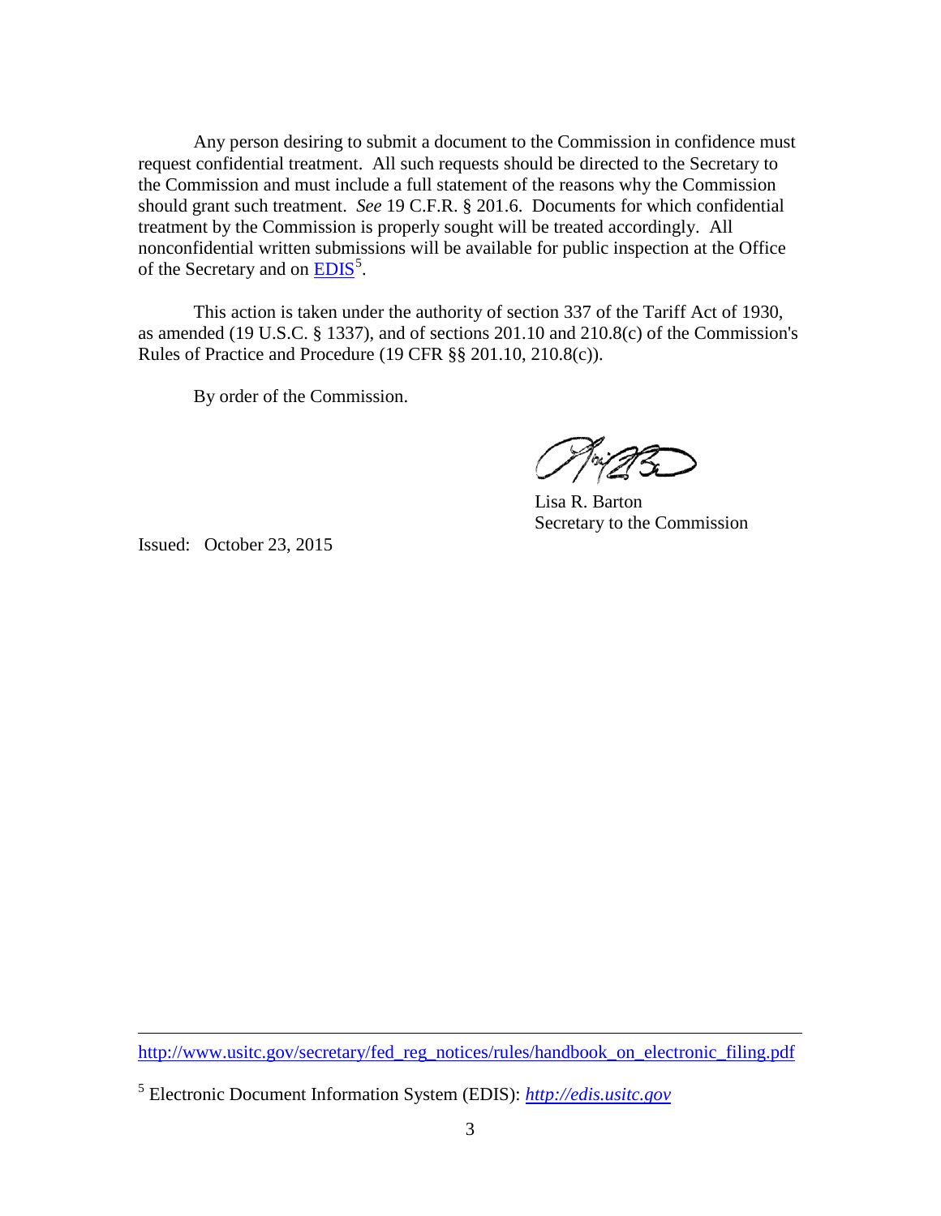Any person desiring to submit a document to the Commission in confidence must request confidential treatment. All such requests should be directed to the Secretary to the Commission and must include a full statement of the reasons why the Commission should grant such treatment. *See* 19 C.F.R. § 201.6. Documents for which confidential treatment by the Commission is properly sought will be treated accordingly. All nonconfidential written submissions will be available for public inspection at the Office of the Secretary and on EDIS[5].

This action is taken under the authority of section 337 of the Tariff Act of 1930, as amended (19 U.S.C. § 1337), and of sections 201.10 and 210.8(c) of the Commission's Rules of Practice and Procedure (19 CFR §§ 201.10, 210.8(c)).

By order of the Commission.

Lisa R. Barton
Secretary to the Commission

Issued: October 23, 2015

---

http://www.usitc.gov/secretary/fed_reg_notices/rules/handbook_on_electronic_filing.pdf

[5] Electronic Document Information System (EDIS): *http://edis.usitc.gov*